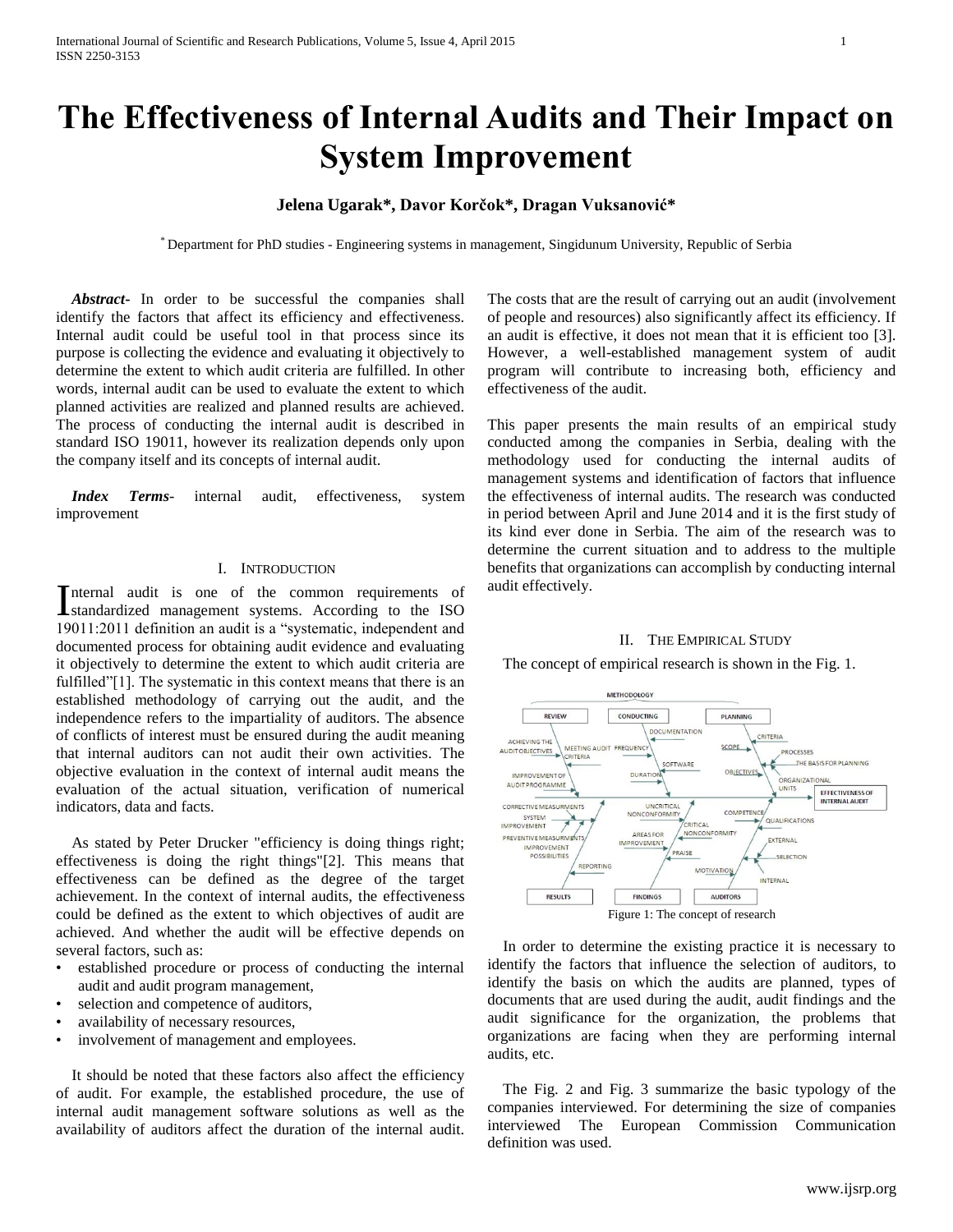# The Effectiveness of Internal Audits and Their Impact on System Improvement

**Jelena Ugarak\*, Davor Korčok\*, Dragan Vuksanović\***

\* Department for PhD studies - Engineering systems in management, Singidunum University, Republic of Serbia

***Abstract-*** In order to be successful the companies shall identify the factors that affect its efficiency and effectiveness. Internal audit could be useful tool in that process since its purpose is collecting the evidence and evaluating it objectively to determine the extent to which audit criteria are fulfilled. In other words, internal audit can be used to evaluate the extent to which planned activities are realized and planned results are achieved. The process of conducting the internal audit is described in standard ISO 19011, however its realization depends only upon the company itself and its concepts of internal audit.

***Index Terms-*** internal audit, effectiveness, system improvement

## I. Introduction

Internal audit is one of the common requirements of standardized management systems. According to the ISO 19011:2011 definition an audit is a "systematic, independent and documented process for obtaining audit evidence and evaluating it objectively to determine the extent to which audit criteria are fulfilled"[1]. The systematic in this context means that there is an established methodology of carrying out the audit, and the independence refers to the impartiality of auditors. The absence of conflicts of interest must be ensured during the audit meaning that internal auditors can not audit their own activities. The objective evaluation in the context of internal audit means the evaluation of the actual situation, verification of numerical indicators, data and facts.

As stated by Peter Drucker "efficiency is doing things right; effectiveness is doing the right things"[2]. This means that effectiveness can be defined as the degree of the target achievement. In the context of internal audits, the effectiveness could be defined as the extent to which objectives of audit are achieved. And whether the audit will be effective depends on several factors, such as:

- established procedure or process of conducting the internal audit and audit program management,
- selection and competence of auditors,
- availability of necessary resources,
- involvement of management and employees.

It should be noted that these factors also affect the efficiency of audit. For example, the established procedure, the use of internal audit management software solutions as well as the availability of auditors affect the duration of the internal audit. The costs that are the result of carrying out an audit (involvement of people and resources) also significantly affect its efficiency. If an audit is effective, it does not mean that it is efficient too [3]. However, a well-established management system of audit program will contribute to increasing both, efficiency and effectiveness of the audit.

This paper presents the main results of an empirical study conducted among the companies in Serbia, dealing with the methodology used for conducting the internal audits of management systems and identification of factors that influence the effectiveness of internal audits. The research was conducted in period between April and June 2014 and it is the first study of its kind ever done in Serbia. The aim of the research was to determine the current situation and to address to the multiple benefits that organizations can accomplish by conducting internal audit effectively.

## II. The Empirical Study

The concept of empirical research is shown in the Fig. 1.

Figure 1: The concept of research

In order to determine the existing practice it is necessary to identify the factors that influence the selection of auditors, to identify the basis on which the audits are planned, types of documents that are used during the audit, audit findings and the audit significance for the organization, the problems that organizations are facing when they are performing internal audits, etc.

The Fig. 2 and Fig. 3 summarize the basic typology of the companies interviewed. For determining the size of companies interviewed The European Commission Communication definition was used.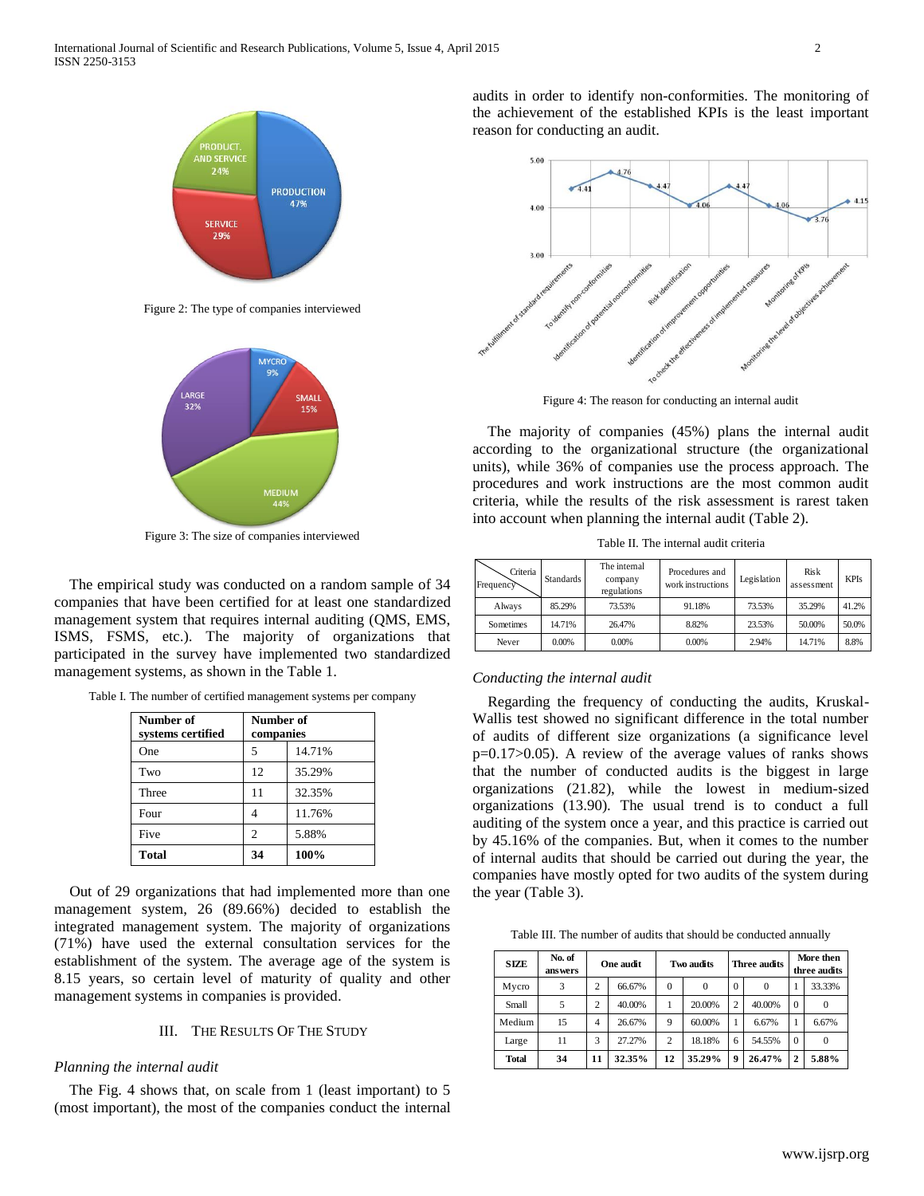Figure 2: The type of companies interviewed

Figure 3: The size of companies interviewed

The empirical study was conducted on a random sample of 34 companies that have been certified for at least one standardized management system that requires internal auditing (QMS, EMS, ISMS, FSMS, etc.). The majority of organizations that participated in the survey have implemented two standardized management systems, as shown in the Table 1.

Table I. The number of certified management systems per company

| Number of systems certified | Number of companies | |
|---|---|---|
| One | 5 | 14.71% |
| Two | 12 | 35.29% |
| Three | 11 | 32.35% |
| Four | 4 | 11.76% |
| Five | 2 | 5.88% |
| **Total** | **34** | **100%** |

Out of 29 organizations that had implemented more than one management system, 26 (89.66%) decided to establish the integrated management system. The majority of organizations (71%) have used the external consultation services for the establishment of the system. The average age of the system is 8.15 years, so certain level of maturity of quality and other management systems in companies is provided.

## III. The Results Of The Study

### *Planning the internal audit*

The Fig. 4 shows that, on scale from 1 (least important) to 5 (most important), the most of the companies conduct the internal audits in order to identify non-conformities. The monitoring of the achievement of the established KPIs is the least important reason for conducting an audit.

Figure 4: The reason for conducting an internal audit

The majority of companies (45%) plans the internal audit according to the organizational structure (the organizational units), while 36% of companies use the process approach. The procedures and work instructions are the most common audit criteria, while the results of the risk assessment is rarest taken into account when planning the internal audit (Table 2).

Table II. The internal audit criteria

| Criteria / Frequency | Standards | The internal company regulations | Procedures and work instructions | Legislation | Risk assessment | KPIs |
|---|---|---|---|---|---|---|
| Always | 85.29% | 73.53% | 91.18% | 73.53% | 35.29% | 41.2% |
| Sometimes | 14.71% | 26.47% | 8.82% | 23.53% | 50.00% | 50.0% |
| Never | 0.00% | 0.00% | 0.00% | 2.94% | 14.71% | 8.8% |

### *Conducting the internal audit*

Regarding the frequency of conducting the audits, Kruskal-Wallis test showed no significant difference in the total number of audits of different size organizations (a significance level $p=0.17>0.05$). A review of the average values of ranks shows that the number of conducted audits is the biggest in large organizations (21.82), while the lowest in medium-sized organizations (13.90). The usual trend is to conduct a full auditing of the system once a year, and this practice is carried out by 45.16% of the companies. But, when it comes to the number of internal audits that should be carried out during the year, the companies have mostly opted for two audits of the system during the year (Table 3).

Table III. The number of audits that should be conducted annually

| SIZE | No. of answers | One audit | | Two audits | | Three audits | | More then three audits | |
|---|---|---|---|---|---|---|---|---|---|
| Mycro | 3 | 2 | 66.67% | 0 | 0 | 0 | 0 | 1 | 33.33% |
| Small | 5 | 2 | 40.00% | 1 | 20.00% | 2 | 40.00% | 0 | 0 |
| Medium | 15 | 4 | 26.67% | 9 | 60.00% | 1 | 6.67% | 1 | 6.67% |
| Large | 11 | 3 | 27.27% | 2 | 18.18% | 6 | 54.55% | 0 | 0 |
| **Total** | **34** | **11** | **32.35%** | **12** | **35.29%** | **9** | **26.47%** | **2** | **5.88%** |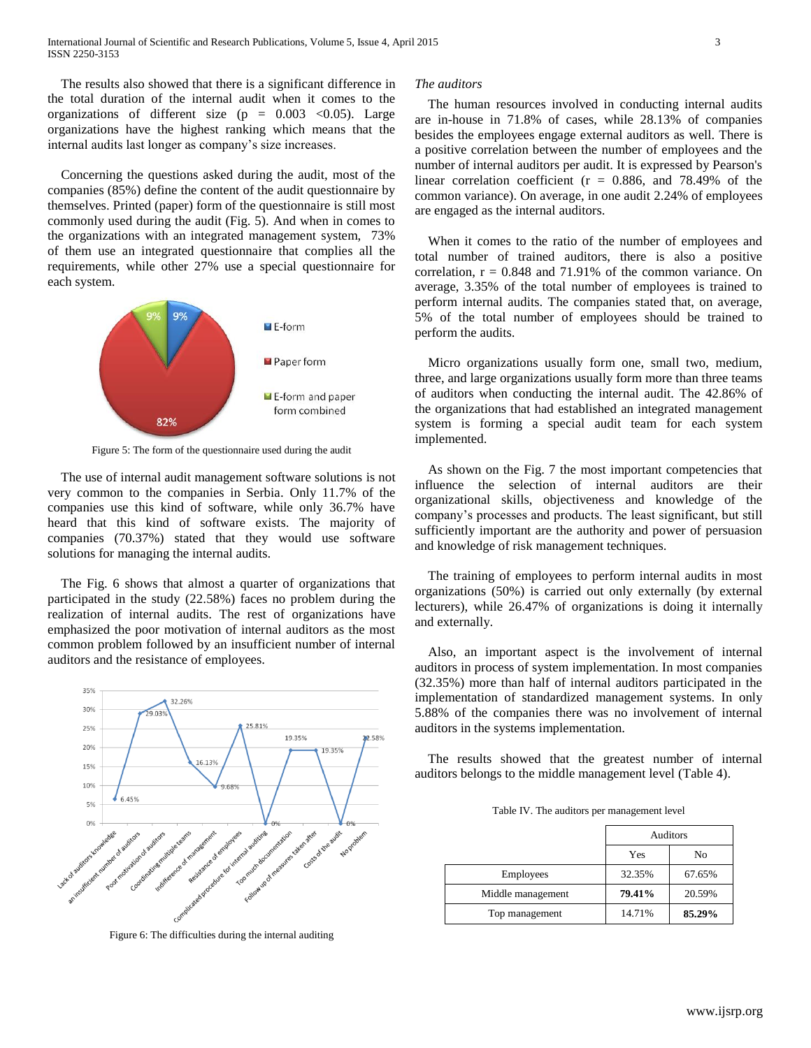The results also showed that there is a significant difference in the total duration of the internal audit when it comes to the organizations of different size ($p = 0.003 < 0.05$). Large organizations have the highest ranking which means that the internal audits last longer as company's size increases.

Concerning the questions asked during the audit, most of the companies (85%) define the content of the audit questionnaire by themselves. Printed (paper) form of the questionnaire is still most commonly used during the audit (Fig. 5). And when in comes to the organizations with an integrated management system, 73% of them use an integrated questionnaire that complies all the requirements, while other 27% use a special questionnaire for each system.

Figure 5: The form of the questionnaire used during the audit

The use of internal audit management software solutions is not very common to the companies in Serbia. Only 11.7% of the companies use this kind of software, while only 36.7% have heard that this kind of software exists. The majority of companies (70.37%) stated that they would use software solutions for managing the internal audits.

The Fig. 6 shows that almost a quarter of organizations that participated in the study (22.58%) faces no problem during the realization of internal audits. The rest of organizations have emphasized the poor motivation of internal auditors as the most common problem followed by an insufficient number of internal auditors and the resistance of employees.

Figure 6: The difficulties during the internal auditing

*The auditors*

The human resources involved in conducting internal audits are in-house in 71.8% of cases, while 28.13% of companies besides the employees engage external auditors as well. There is a positive correlation between the number of employees and the number of internal auditors per audit. It is expressed by Pearson's linear correlation coefficient ($r = 0.886$, and 78.49% of the common variance). On average, in one audit 2.24% of employees are engaged as the internal auditors.

When it comes to the ratio of the number of employees and total number of trained auditors, there is also a positive correlation, $r = 0.848$ and 71.91% of the common variance. On average, 3.35% of the total number of employees is trained to perform internal audits. The companies stated that, on average, 5% of the total number of employees should be trained to perform the audits.

Micro organizations usually form one, small two, medium, three, and large organizations usually form more than three teams of auditors when conducting the internal audit. The 42.86% of the organizations that had established an integrated management system is forming a special audit team for each system implemented.

As shown on the Fig. 7 the most important competencies that influence the selection of internal auditors are their organizational skills, objectiveness and knowledge of the company's processes and products. The least significant, but still sufficiently important are the authority and power of persuasion and knowledge of risk management techniques.

The training of employees to perform internal audits in most organizations (50%) is carried out only externally (by external lecturers), while 26.47% of organizations is doing it internally and externally.

Also, an important aspect is the involvement of internal auditors in process of system implementation. In most companies (32.35%) more than half of internal auditors participated in the implementation of standardized management systems. In only 5.88% of the companies there was no involvement of internal auditors in the systems implementation.

The results showed that the greatest number of internal auditors belongs to the middle management level (Table 4).

Table IV. The auditors per management level

| | Auditors | |
|---|---|---|
| | Yes | No |
| Employees | 32.35% | 67.65% |
| Middle management | **79.41%** | 20.59% |
| Top management | 14.71% | **85.29%** |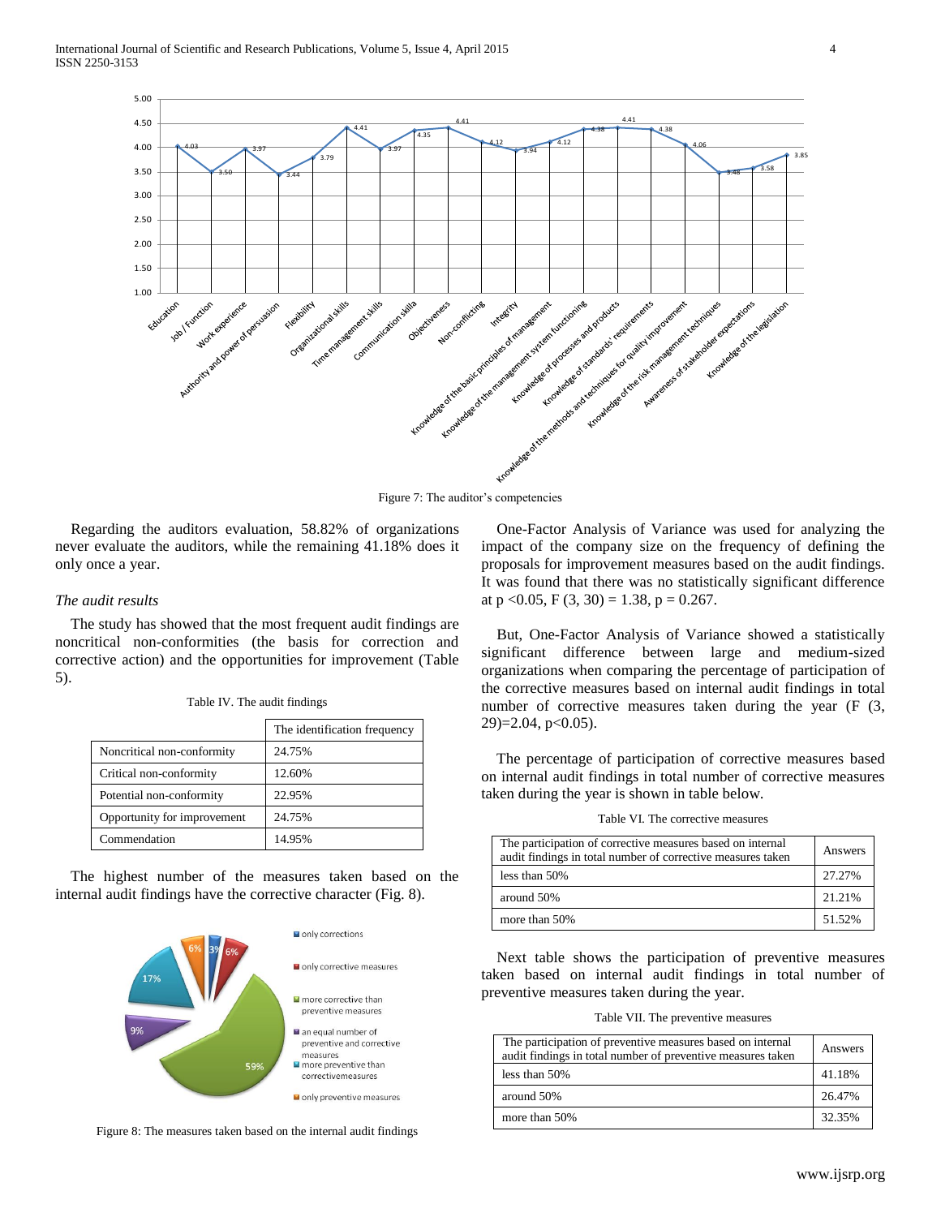Figure 7: The auditor's competencies

Regarding the auditors evaluation, 58.82% of organizations never evaluate the auditors, while the remaining 41.18% does it only once a year.

*The audit results*

The study has showed that the most frequent audit findings are noncritical non-conformities (the basis for correction and corrective action) and the opportunities for improvement (Table 5).

Table IV. The audit findings

| | The identification frequency |
|---|---|
| Noncritical non-conformity | 24.75% |
| Critical non-conformity | 12.60% |
| Potential non-conformity | 22.95% |
| Opportunity for improvement | 24.75% |
| Commendation | 14.95% |

The highest number of the measures taken based on the internal audit findings have the corrective character (Fig. 8).

Figure 8: The measures taken based on the internal audit findings

One-Factor Analysis of Variance was used for analyzing the impact of the company size on the frequency of defining the proposals for improvement measures based on the audit findings. It was found that there was no statistically significant difference at $p < 0.05$, $F (3, 30) = 1.38$, $p = 0.267$.

But, One-Factor Analysis of Variance showed a statistically significant difference between large and medium-sized organizations when comparing the percentage of participation of the corrective measures based on internal audit findings in total number of corrective measures taken during the year ($F (3, 29) = 2.04$, $p < 0.05$).

The percentage of participation of corrective measures based on internal audit findings in total number of corrective measures taken during the year is shown in table below.

Table VI. The corrective measures

| The participation of corrective measures based on internal audit findings in total number of corrective measures taken | Answers |
|---|---|
| less than 50% | 27.27% |
| around 50% | 21.21% |
| more than 50% | 51.52% |

Next table shows the participation of preventive measures taken based on internal audit findings in total number of preventive measures taken during the year.

Table VII. The preventive measures

| The participation of preventive measures based on internal audit findings in total number of preventive measures taken | Answers |
|---|---|
| less than 50% | 41.18% |
| around 50% | 26.47% |
| more than 50% | 32.35% |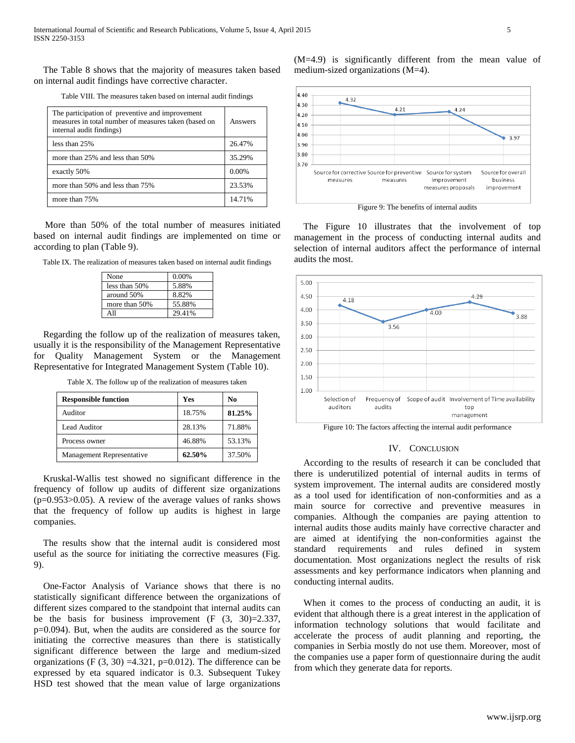The Table 8 shows that the majority of measures taken based on internal audit findings have corrective character.

Table VIII. The measures taken based on internal audit findings

| The participation of preventive and improvement measures in total number of measures taken (based on internal audit findings) | Answers |
|---|---|
| less than 25% | 26.47% |
| more than 25% and less than 50% | 35.29% |
| exactly 50% | 0.00% |
| more than 50% and less than 75% | 23.53% |
| more than 75% | 14.71% |

More than 50% of the total number of measures initiated based on internal audit findings are implemented on time or according to plan (Table 9).

Table IX. The realization of measures taken based on internal audit findings

| None | 0.00% |
|---|---|
| less than 50% | 5.88% |
| around 50% | 8.82% |
| more than 50% | 55.88% |
| All | 29.41% |

Regarding the follow up of the realization of measures taken, usually it is the responsibility of the Management Representative for Quality Management System or the Management Representative for Integrated Management System (Table 10).

Table X. The follow up of the realization of measures taken

| Responsible function | Yes | No |
|---|---|---|
| Auditor | 18.75% | **81.25%** |
| Lead Auditor | 28.13% | 71.88% |
| Process owner | 46.88% | 53.13% |
| Management Representative | **62.50%** | 37.50% |

Kruskal-Wallis test showed no significant difference in the frequency of follow up audits of different size organizations ($p=0.953>0.05$). A review of the average values of ranks shows that the frequency of follow up audits is highest in large companies.

The results show that the internal audit is considered most useful as the source for initiating the corrective measures (Fig. 9).

One-Factor Analysis of Variance shows that there is no statistically significant difference between the organizations of different sizes compared to the standpoint that internal audits can be the basis for business improvement ($F (3, 30)=2.337$, $p=0.094$). But, when the audits are considered as the source for initiating the corrective measures than there is statistically significant difference between the large and medium-sized organizations ($F (3, 30) =4.321$, $p=0.012$). The difference can be expressed by eta squared indicator is 0.3. Subsequent Tukey HSD test showed that the mean value of large organizations ($M=4.9$) is significantly different from the mean value of medium-sized organizations ($M=4$).

Figure 9: The benefits of internal audits

The Figure 10 illustrates that the involvement of top management in the process of conducting internal audits and selection of internal auditors affect the performance of internal audits the most.

Figure 10: The factors affecting the internal audit performance

## IV. CONCLUSION

According to the results of research it can be concluded that there is underutilized potential of internal audits in terms of system improvement. The internal audits are considered mostly as a tool used for identification of non-conformities and as a main source for corrective and preventive measures in companies. Although the companies are paying attention to internal audits those audits mainly have corrective character and are aimed at identifying the non-conformities against the standard requirements and rules defined in system documentation. Most organizations neglect the results of risk assessments and key performance indicators when planning and conducting internal audits.

When it comes to the process of conducting an audit, it is evident that although there is a great interest in the application of information technology solutions that would facilitate and accelerate the process of audit planning and reporting, the companies in Serbia mostly do not use them. Moreover, most of the companies use a paper form of questionnaire during the audit from which they generate data for reports.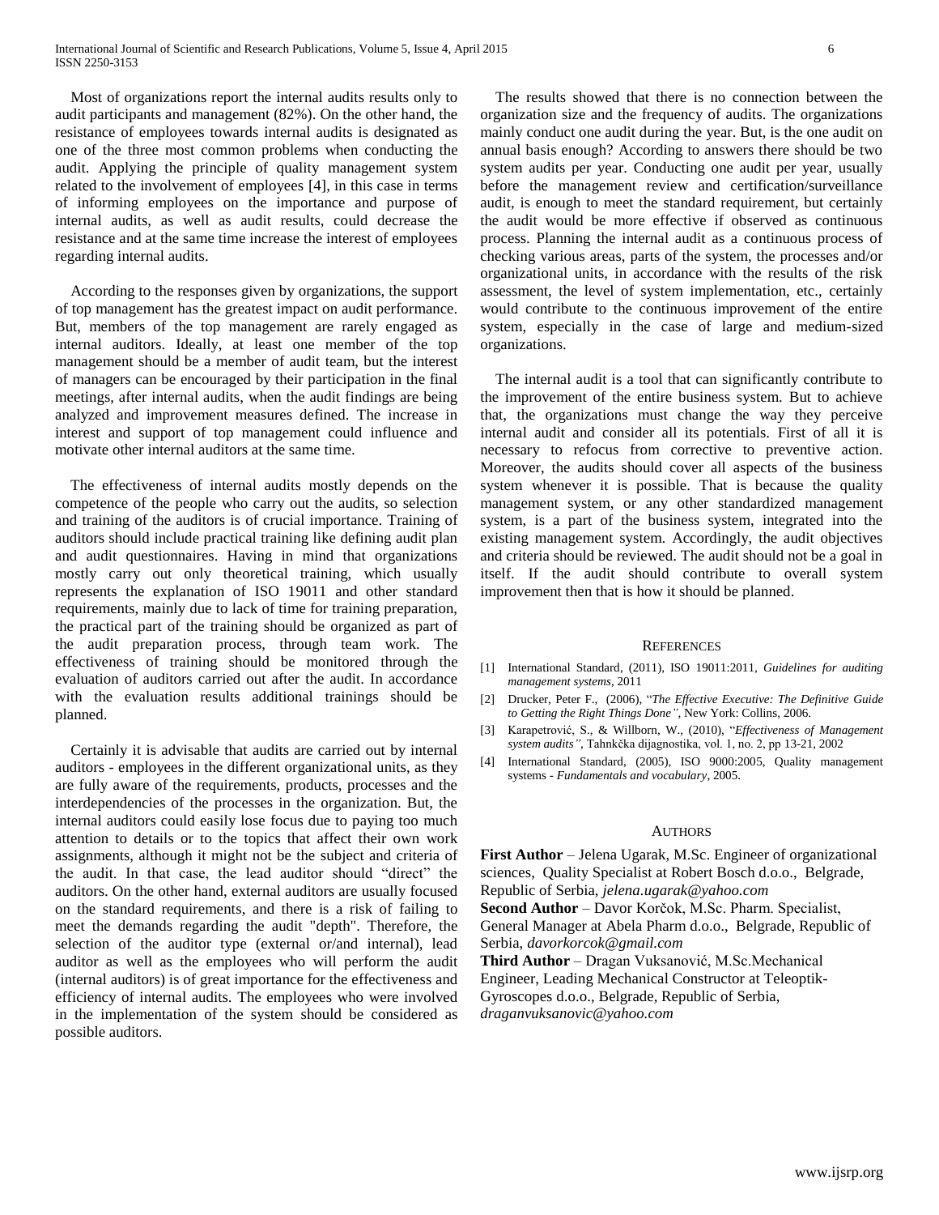Most of organizations report the internal audits results only to audit participants and management (82%). On the other hand, the resistance of employees towards internal audits is designated as one of the three most common problems when conducting the audit. Applying the principle of quality management system related to the involvement of employees [4], in this case in terms of informing employees on the importance and purpose of internal audits, as well as audit results, could decrease the resistance and at the same time increase the interest of employees regarding internal audits.

According to the responses given by organizations, the support of top management has the greatest impact on audit performance. But, members of the top management are rarely engaged as internal auditors. Ideally, at least one member of the top management should be a member of audit team, but the interest of managers can be encouraged by their participation in the final meetings, after internal audits, when the audit findings are being analyzed and improvement measures defined. The increase in interest and support of top management could influence and motivate other internal auditors at the same time.

The effectiveness of internal audits mostly depends on the competence of the people who carry out the audits, so selection and training of the auditors is of crucial importance. Training of auditors should include practical training like defining audit plan and audit questionnaires. Having in mind that organizations mostly carry out only theoretical training, which usually represents the explanation of ISO 19011 and other standard requirements, mainly due to lack of time for training preparation, the practical part of the training should be organized as part of the audit preparation process, through team work. The effectiveness of training should be monitored through the evaluation of auditors carried out after the audit. In accordance with the evaluation results additional trainings should be planned.

Certainly it is advisable that audits are carried out by internal auditors - employees in the different organizational units, as they are fully aware of the requirements, products, processes and the interdependencies of the processes in the organization. But, the internal auditors could easily lose focus due to paying too much attention to details or to the topics that affect their own work assignments, although it might not be the subject and criteria of the audit. In that case, the lead auditor should "direct" the auditors. On the other hand, external auditors are usually focused on the standard requirements, and there is a risk of failing to meet the demands regarding the audit "depth". Therefore, the selection of the auditor type (external or/and internal), lead auditor as well as the employees who will perform the audit (internal auditors) is of great importance for the effectiveness and efficiency of internal audits. The employees who were involved in the implementation of the system should be considered as possible auditors.

The results showed that there is no connection between the organization size and the frequency of audits. The organizations mainly conduct one audit during the year. But, is the one audit on annual basis enough? According to answers there should be two system audits per year. Conducting one audit per year, usually before the management review and certification/surveillance audit, is enough to meet the standard requirement, but certainly the audit would be more effective if observed as continuous process. Planning the internal audit as a continuous process of checking various areas, parts of the system, the processes and/or organizational units, in accordance with the results of the risk assessment, the level of system implementation, etc., certainly would contribute to the continuous improvement of the entire system, especially in the case of large and medium-sized organizations.

The internal audit is a tool that can significantly contribute to the improvement of the entire business system. But to achieve that, the organizations must change the way they perceive internal audit and consider all its potentials. First of all it is necessary to refocus from corrective to preventive action. Moreover, the audits should cover all aspects of the business system whenever it is possible. That is because the quality management system, or any other standardized management system, is a part of the business system, integrated into the existing management system. Accordingly, the audit objectives and criteria should be reviewed. The audit should not be a goal in itself. If the audit should contribute to overall system improvement then that is how it should be planned.

## References

[1] International Standard, (2011), ISO 19011:2011, *Guidelines for auditing management systems*, 2011

[2] Drucker, Peter F., (2006), "*The Effective Executive: The Definitive Guide to Getting the Right Things Done"*, New York: Collins, 2006.

[3] Karapetrović, S., & Willborn, W., (2010), "*Effectiveness of Management system audits"*, Tahnkčka dijagnostika, vol. 1, no. 2, pp 13-21, 2002

[4] International Standard, (2005), ISO 9000:2005, Quality management systems - *Fundamentals and vocabulary*, 2005.

## Authors

**First Author** – Jelena Ugarak, M.Sc. Engineer of organizational sciences, Quality Specialist at Robert Bosch d.o.o., Belgrade, Republic of Serbia, *jelena.ugarak@yahoo.com*

**Second Author** – Davor Korčok, M.Sc. Pharm. Specialist, General Manager at Abela Pharm d.o.o., Belgrade, Republic of Serbia, *davorkorcok@gmail.com*

**Third Author** – Dragan Vuksanović, M.Sc.Mechanical Engineer, Leading Mechanical Constructor at Teleoptik-Gyroscopes d.o.o., Belgrade, Republic of Serbia, *draganvuksanovic@yahoo.com*